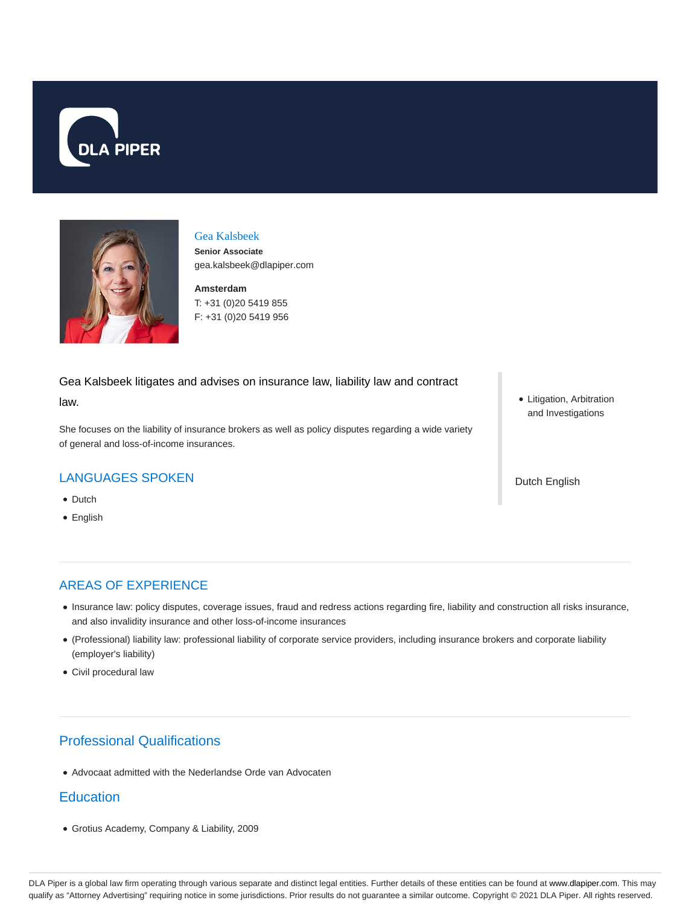# Gea Kalsbeek

**Senior Associate**

gea.kalsbeek@dlapiper.com

**Amsterdam**

T: +31 (0)20 5419 855

F: +31 (0)20 5419 956

Gea Kalsbeek litigates and advises on insurance law, liability law and contract law.

She focuses on the liability of insurance brokers as well as policy disputes regarding a wide variety of general and loss-of-income insurances.

- Litigation, Arbitration and Investigations

Dutch English

## LANGUAGES SPOKEN

- Dutch
- English

## AREAS OF EXPERIENCE

- Insurance law: policy disputes, coverage issues, fraud and redress actions regarding fire, liability and construction all risks insurance, and also invalidity insurance and other loss-of-income insurances
- (Professional) liability law: professional liability of corporate service providers, including insurance brokers and corporate liability (employer's liability)
- Civil procedural law

## Professional Qualifications

- Advocaat admitted with the Nederlandse Orde van Advocaten

## Education

- Grotius Academy, Company & Liability, 2009

DLA Piper is a global law firm operating through various separate and distinct legal entities. Further details of these entities can be found at www.dlapiper.com. This may qualify as "Attorney Advertising" requiring notice in some jurisdictions. Prior results do not guarantee a similar outcome. Copyright © 2021 DLA Piper. All rights reserved.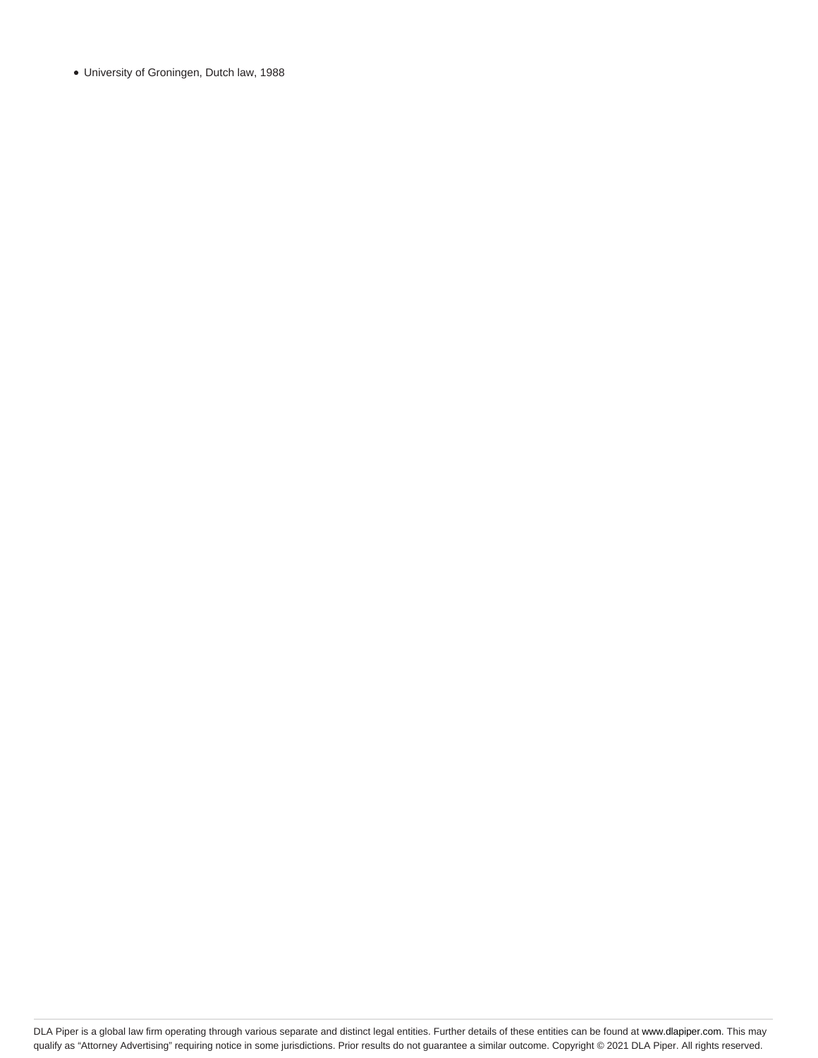- University of Groningen, Dutch law, 1988